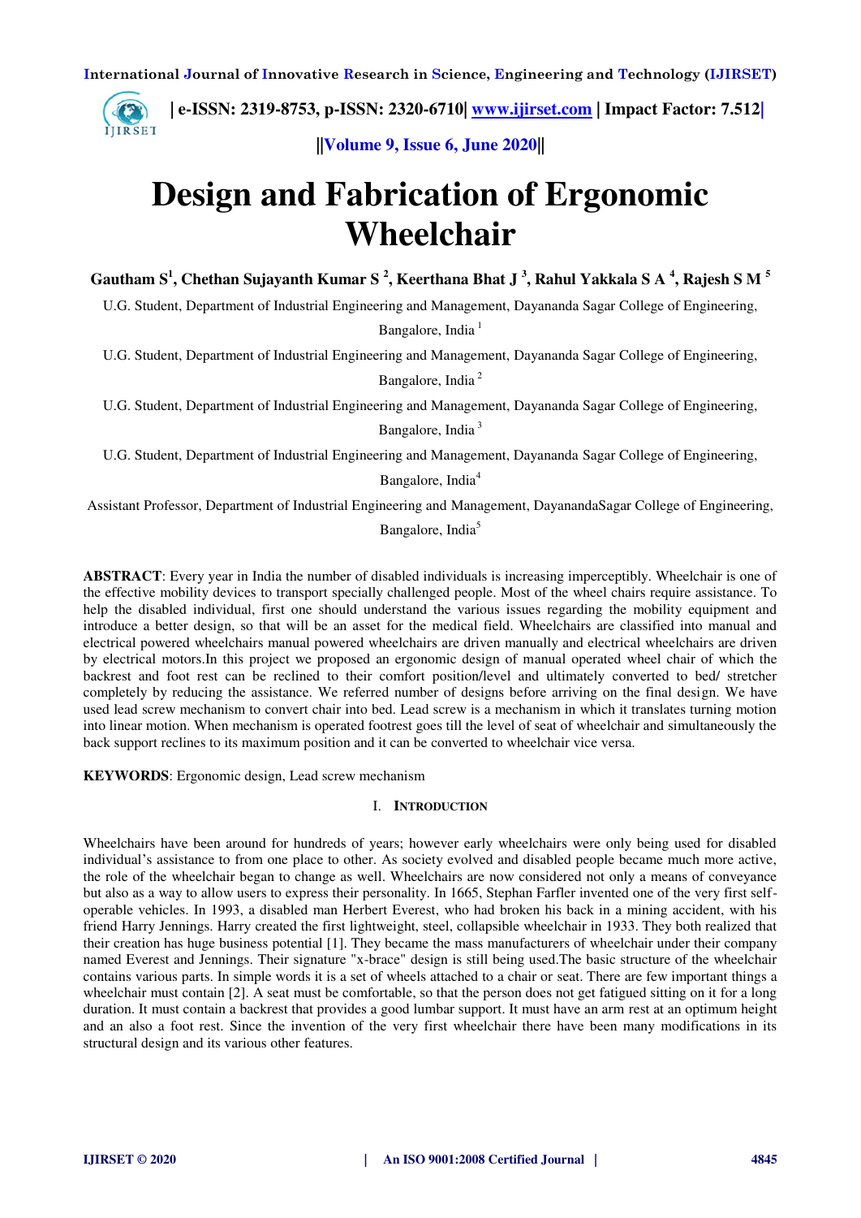# Design and Fabrication of Ergonomic Wheelchair

**Gautham S[1], Chethan Sujayanth Kumar S [2], Keerthana Bhat J [3], Rahul Yakkala S A [4], Rajesh S M [5]**

U.G. Student, Department of Industrial Engineering and Management, Dayananda Sagar College of Engineering, Bangalore, India [1]

U.G. Student, Department of Industrial Engineering and Management, Dayananda Sagar College of Engineering, Bangalore, India [2]

U.G. Student, Department of Industrial Engineering and Management, Dayananda Sagar College of Engineering, Bangalore, India [3]

U.G. Student, Department of Industrial Engineering and Management, Dayananda Sagar College of Engineering, Bangalore, India[4]

Assistant Professor, Department of Industrial Engineering and Management, DayanandaSagar College of Engineering, Bangalore, India[5]

**ABSTRACT**: Every year in India the number of disabled individuals is increasing imperceptibly. Wheelchair is one of the effective mobility devices to transport specially challenged people. Most of the wheel chairs require assistance. To help the disabled individual, first one should understand the various issues regarding the mobility equipment and introduce a better design, so that will be an asset for the medical field. Wheelchairs are classified into manual and electrical powered wheelchairs manual powered wheelchairs are driven manually and electrical wheelchairs are driven by electrical motors.In this project we proposed an ergonomic design of manual operated wheel chair of which the backrest and foot rest can be reclined to their comfort position/level and ultimately converted to bed/ stretcher completely by reducing the assistance. We referred number of designs before arriving on the final design. We have used lead screw mechanism to convert chair into bed. Lead screw is a mechanism in which it translates turning motion into linear motion. When mechanism is operated footrest goes till the level of seat of wheelchair and simultaneously the back support reclines to its maximum position and it can be converted to wheelchair vice versa.

**KEYWORDS**: Ergonomic design, Lead screw mechanism

## I. INTRODUCTION

Wheelchairs have been around for hundreds of years; however early wheelchairs were only being used for disabled individual's assistance to from one place to other. As society evolved and disabled people became much more active, the role of the wheelchair began to change as well. Wheelchairs are now considered not only a means of conveyance but also as a way to allow users to express their personality. In 1665, Stephan Farfler invented one of the very first self-operable vehicles. In 1993, a disabled man Herbert Everest, who had broken his back in a mining accident, with his friend Harry Jennings. Harry created the first lightweight, steel, collapsible wheelchair in 1933. They both realized that their creation has huge business potential [1]. They became the mass manufacturers of wheelchair under their company named Everest and Jennings. Their signature "x-brace" design is still being used.The basic structure of the wheelchair contains various parts. In simple words it is a set of wheels attached to a chair or seat. There are few important things a wheelchair must contain [2]. A seat must be comfortable, so that the person does not get fatigued sitting on it for a long duration. It must contain a backrest that provides a good lumbar support. It must have an arm rest at an optimum height and an also a foot rest. Since the invention of the very first wheelchair there have been many modifications in its structural design and its various other features.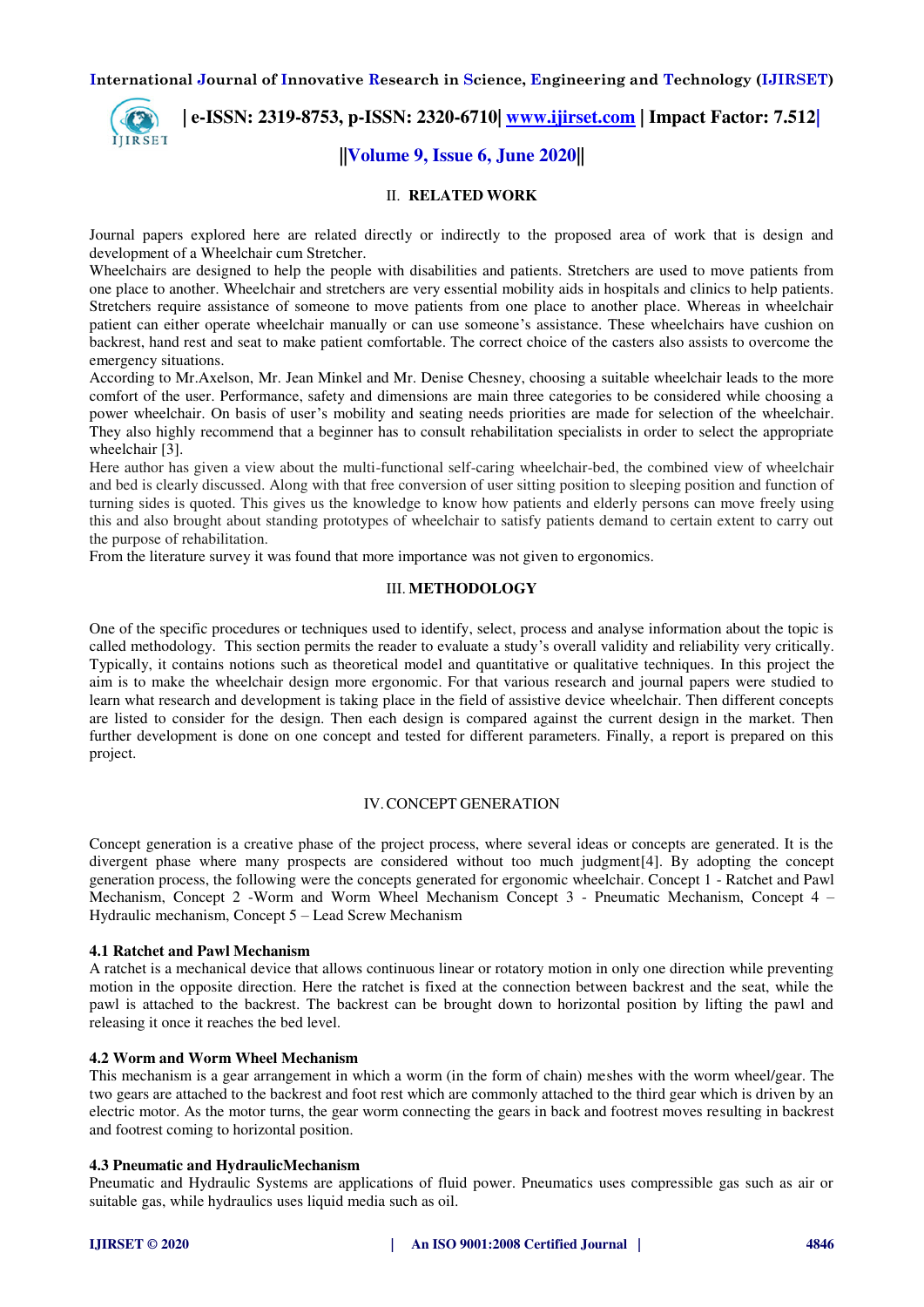## II. RELATED WORK

Journal papers explored here are related directly or indirectly to the proposed area of work that is design and development of a Wheelchair cum Stretcher.

Wheelchairs are designed to help the people with disabilities and patients. Stretchers are used to move patients from one place to another. Wheelchair and stretchers are very essential mobility aids in hospitals and clinics to help patients. Stretchers require assistance of someone to move patients from one place to another place. Whereas in wheelchair patient can either operate wheelchair manually or can use someone's assistance. These wheelchairs have cushion on backrest, hand rest and seat to make patient comfortable. The correct choice of the casters also assists to overcome the emergency situations.

According to Mr.Axelson, Mr. Jean Minkel and Mr. Denise Chesney, choosing a suitable wheelchair leads to the more comfort of the user. Performance, safety and dimensions are main three categories to be considered while choosing a power wheelchair. On basis of user's mobility and seating needs priorities are made for selection of the wheelchair. They also highly recommend that a beginner has to consult rehabilitation specialists in order to select the appropriate wheelchair [3].

Here author has given a view about the multi-functional self-caring wheelchair-bed, the combined view of wheelchair and bed is clearly discussed. Along with that free conversion of user sitting position to sleeping position and function of turning sides is quoted. This gives us the knowledge to know how patients and elderly persons can move freely using this and also brought about standing prototypes of wheelchair to satisfy patients demand to certain extent to carry out the purpose of rehabilitation.

From the literature survey it was found that more importance was not given to ergonomics.

## III. METHODOLOGY

One of the specific procedures or techniques used to identify, select, process and analyse information about the topic is called methodology. This section permits the reader to evaluate a study's overall validity and reliability very critically. Typically, it contains notions such as theoretical model and quantitative or qualitative techniques. In this project the aim is to make the wheelchair design more ergonomic. For that various research and journal papers were studied to learn what research and development is taking place in the field of assistive device wheelchair. Then different concepts are listed to consider for the design. Then each design is compared against the current design in the market. Then further development is done on one concept and tested for different parameters. Finally, a report is prepared on this project.

## IV. CONCEPT GENERATION

Concept generation is a creative phase of the project process, where several ideas or concepts are generated. It is the divergent phase where many prospects are considered without too much judgment[4]. By adopting the concept generation process, the following were the concepts generated for ergonomic wheelchair. Concept 1 - Ratchet and Pawl Mechanism, Concept 2 -Worm and Worm Wheel Mechanism Concept 3 - Pneumatic Mechanism, Concept 4 – Hydraulic mechanism, Concept 5 – Lead Screw Mechanism

### 4.1 Ratchet and Pawl Mechanism

A ratchet is a mechanical device that allows continuous linear or rotatory motion in only one direction while preventing motion in the opposite direction. Here the ratchet is fixed at the connection between backrest and the seat, while the pawl is attached to the backrest. The backrest can be brought down to horizontal position by lifting the pawl and releasing it once it reaches the bed level.

### 4.2 Worm and Worm Wheel Mechanism

This mechanism is a gear arrangement in which a worm (in the form of chain) meshes with the worm wheel/gear. The two gears are attached to the backrest and foot rest which are commonly attached to the third gear which is driven by an electric motor. As the motor turns, the gear worm connecting the gears in back and footrest moves resulting in backrest and footrest coming to horizontal position.

### 4.3 Pneumatic and HydraulicMechanism

Pneumatic and Hydraulic Systems are applications of fluid power. Pneumatics uses compressible gas such as air or suitable gas, while hydraulics uses liquid media such as oil.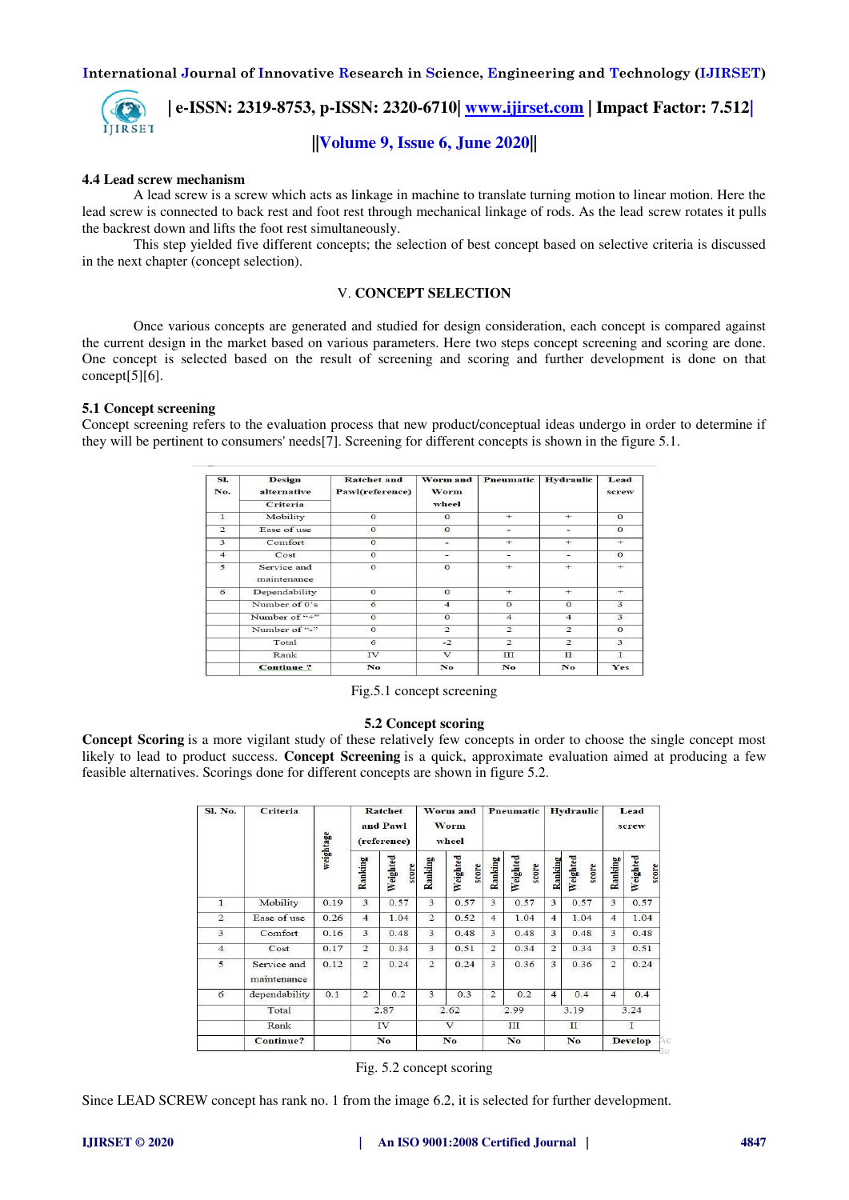### 4.4 Lead screw mechanism

A lead screw is a screw which acts as linkage in machine to translate turning motion to linear motion. Here the lead screw is connected to back rest and foot rest through mechanical linkage of rods. As the lead screw rotates it pulls the backrest down and lifts the foot rest simultaneously.

This step yielded five different concepts; the selection of best concept based on selective criteria is discussed in the next chapter (concept selection).

## V. CONCEPT SELECTION

Once various concepts are generated and studied for design consideration, each concept is compared against the current design in the market based on various parameters. Here two steps concept screening and scoring are done. One concept is selected based on the result of screening and scoring and further development is done on that concept[5][6].

### 5.1 Concept screening

Concept screening refers to the evaluation process that new product/conceptual ideas undergo in order to determine if they will be pertinent to consumers' needs[7]. Screening for different concepts is shown in the figure 5.1.

| Sl. No. | Design alternative / Criteria | Ratchet and Pawl(reference) | Worm and Worm wheel | Pneumatic | Hydraulic | Lead screw |
|---|---|---|---|---|---|---|
| 1 | Mobility | 0 | 0 | + | + | 0 |
| 2 | Ease of use | 0 | 0 | - | - | 0 |
| 3 | Comfort | 0 | - | + | + | + |
| 4 | Cost | 0 | - | - | - | 0 |
| 5 | Service and maintenance | 0 | 0 | + | + | + |
| 6 | Dependability | 0 | 0 | + | + | + |
| | Number of 0's | 6 | 4 | 0 | 0 | 3 |
| | Number of "+" | 0 | 0 | 4 | 4 | 3 |
| | Number of "-" | 0 | 2 | 2 | 2 | 0 |
| | Total | 6 | -2 | 2 | 2 | 3 |
| | Rank | IV | V | III | II | I |
| | **Continue ?** | **No** | **No** | **No** | **No** | **Yes** |

Fig.5.1 concept screening

### 5.2 Concept scoring

**Concept Scoring** is a more vigilant study of these relatively few concepts in order to choose the single concept most likely to lead to product success. **Concept Screening** is a quick, approximate evaluation aimed at producing a few feasible alternatives. Scorings done for different concepts are shown in figure 5.2.

| Sl. No. | Criteria | weightage | Ratchet and Pawl (reference) | | Worm and Worm wheel | | Pneumatic | | Hydraulic | | Lead screw | |
|---|---|---|---|---|---|---|---|---|---|---|---|---|
| | | | Ranking | Weighted score | Ranking | Weighted score | Ranking | Weighted score | Ranking | Weighted score | Ranking | Weighted score |
| 1 | Mobility | 0.19 | 3 | 0.57 | 3 | 0.57 | 3 | 0.57 | 3 | 0.57 | 3 | 0.57 |
| 2 | Ease of use | 0.26 | 4 | 1.04 | 2 | 0.52 | 4 | 1.04 | 4 | 1.04 | 4 | 1.04 |
| 3 | Comfort | 0.16 | 3 | 0.48 | 3 | 0.48 | 3 | 0.48 | 3 | 0.48 | 3 | 0.48 |
| 4 | Cost | 0.17 | 2 | 0.34 | 3 | 0.51 | 2 | 0.34 | 2 | 0.34 | 3 | 0.51 |
| 5 | Service and maintenance | 0.12 | 2 | 0.24 | 2 | 0.24 | 3 | 0.36 | 3 | 0.36 | 2 | 0.24 |
| 6 | dependability | 0.1 | 2 | 0.2 | 3 | 0.3 | 2 | 0.2 | 4 | 0.4 | 4 | 0.4 |
| | Total | | 2.87 | | 2.62 | | 2.99 | | 3.19 | | 3.24 | |
| | Rank | | IV | | V | | III | | II | | I | |
| | **Continue?** | | **No** | | **No** | | **No** | | **No** | | **Develop** | |

Fig. 5.2 concept scoring

Since LEAD SCREW concept has rank no. 1 from the image 6.2, it is selected for further development.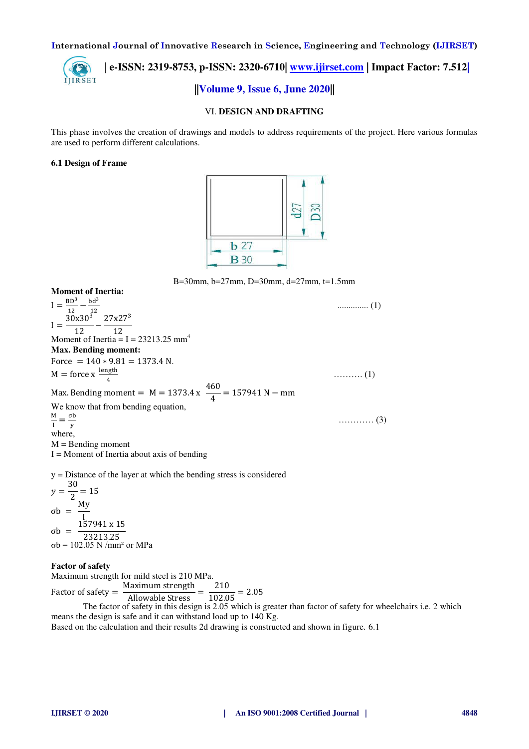## VI. DESIGN AND DRAFTING

This phase involves the creation of drawings and models to address requirements of the project. Here various formulas are used to perform different calculations.

### 6.1 Design of Frame

B=30mm, b=27mm, D=30mm, d=27mm, t=1.5mm

**Moment of Inertia:**

$$I = \frac{BD^3}{12} - \frac{bd^3}{12} \quad \text{.............. (1)}$$

$$I = \frac{30x30^3}{12} - \frac{27x27^3}{12}$$

Moment of Inertia = I = 23213.25 mm$^4$

**Max. Bending moment:**

Force $= 140 * 9.81 = 1373.4$ N.

$$M = \text{force x } \frac{\text{length}}{4} \quad \text{.......... (1)}$$

$$\text{Max. Bending moment} = M = 1373.4 \text{ x } \frac{460}{4} = 157941 \text{ N} - \text{mm}$$

We know that from bending equation,

$$\frac{M}{I} = \frac{\sigma b}{y} \quad \text{............ (3)}$$

where,

M = Bending moment

I = Moment of Inertia about axis of bending

y = Distance of the layer at which the bending stress is considered

$$y = \frac{30}{2} = 15$$

$$\sigma b = \frac{My}{I}$$

$$\sigma b = \frac{157941 \text{ x } 15}{23213.25}$$

σb = 102.05 N /mm² or MPa

**Factor of safety**

Maximum strength for mild steel is 210 MPa.

$$\text{Factor of safety} = \frac{\text{Maximum strength}}{\text{Allowable Stress}} = \frac{210}{102.05} = 2.05$$

The factor of safety in this design is 2.05 which is greater than factor of safety for wheelchairs i.e. 2 which means the design is safe and it can withstand load up to 140 Kg.

Based on the calculation and their results 2d drawing is constructed and shown in figure. 6.1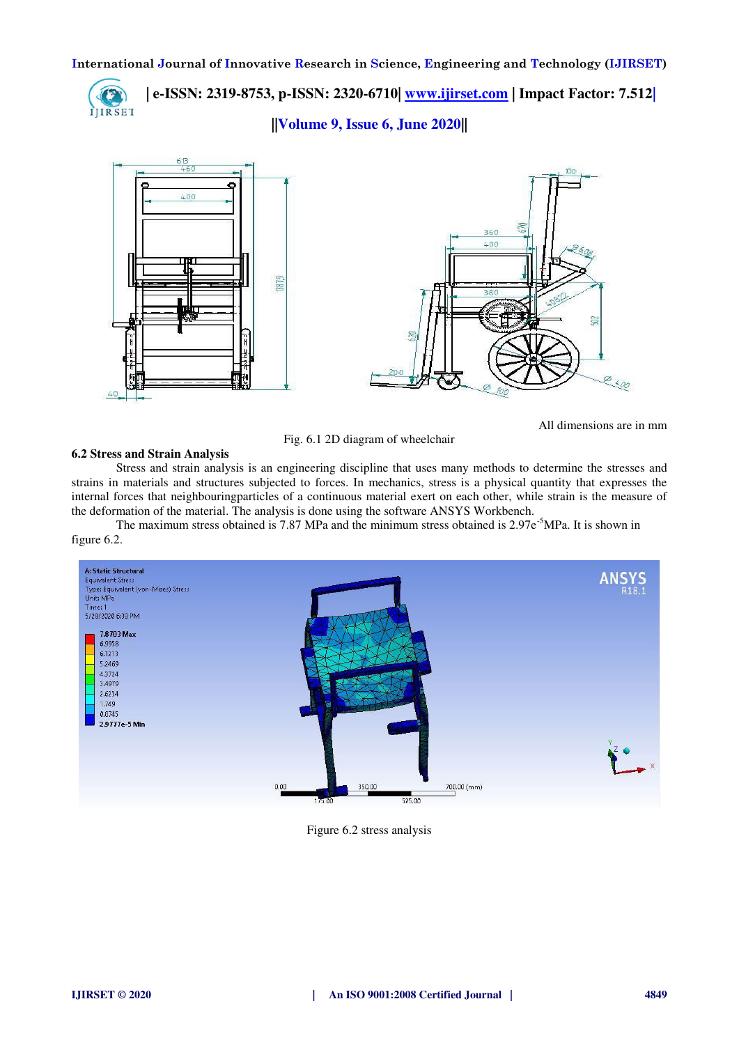All dimensions are in mm

Fig. 6.1 2D diagram of wheelchair

### 6.2 Stress and Strain Analysis

Stress and strain analysis is an engineering discipline that uses many methods to determine the stresses and strains in materials and structures subjected to forces. In mechanics, stress is a physical quantity that expresses the internal forces that neighbouringparticles of a continuous material exert on each other, while strain is the measure of the deformation of the material. The analysis is done using the software ANSYS Workbench.

The maximum stress obtained is 7.87 MPa and the minimum stress obtained is $2.97e^{-5}$MPa. It is shown in figure 6.2.

Figure 6.2 stress analysis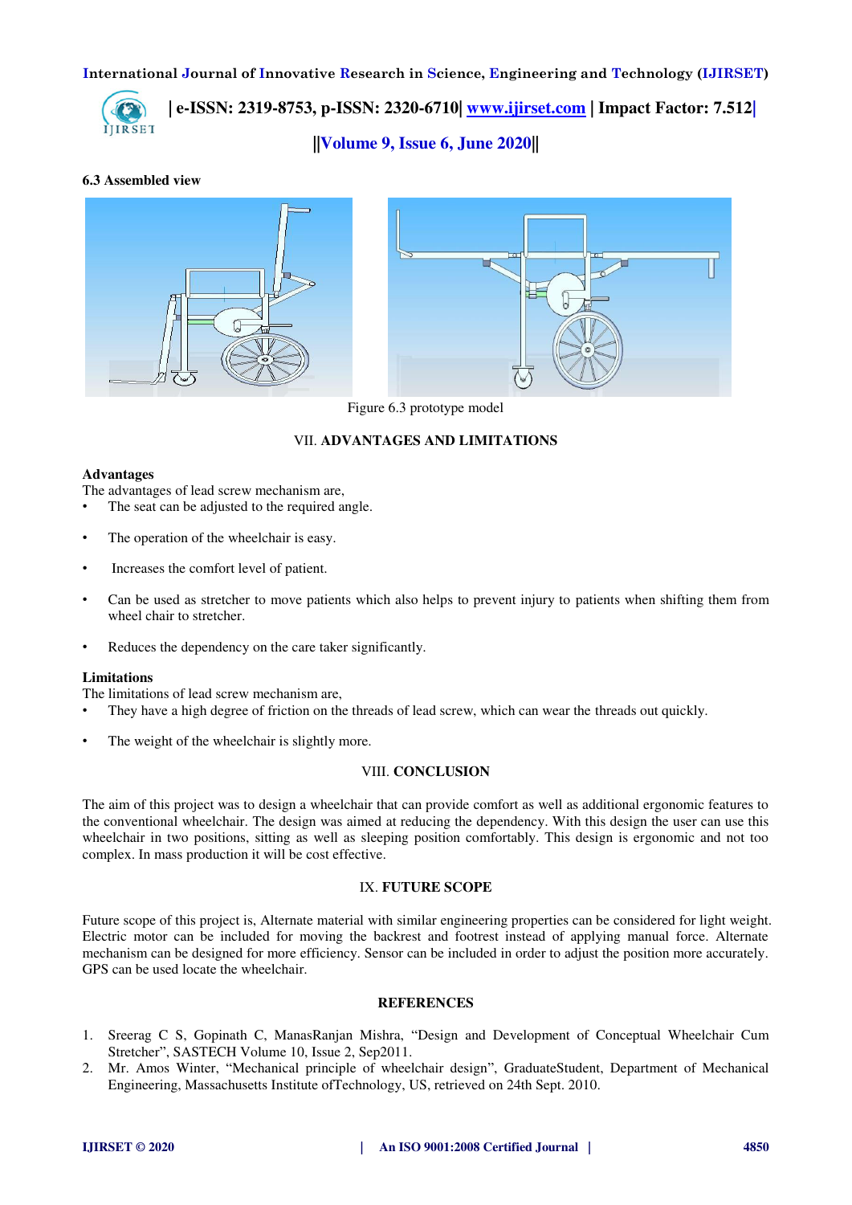### 6.3 Assembled view

Figure 6.3 prototype model

## VII. ADVANTAGES AND LIMITATIONS

**Advantages**

The advantages of lead screw mechanism are,

- The seat can be adjusted to the required angle.
- The operation of the wheelchair is easy.
- Increases the comfort level of patient.
- Can be used as stretcher to move patients which also helps to prevent injury to patients when shifting them from wheel chair to stretcher.
- Reduces the dependency on the care taker significantly.

**Limitations**

The limitations of lead screw mechanism are,

- They have a high degree of friction on the threads of lead screw, which can wear the threads out quickly.
- The weight of the wheelchair is slightly more.

## VIII. CONCLUSION

The aim of this project was to design a wheelchair that can provide comfort as well as additional ergonomic features to the conventional wheelchair. The design was aimed at reducing the dependency. With this design the user can use this wheelchair in two positions, sitting as well as sleeping position comfortably. This design is ergonomic and not too complex. In mass production it will be cost effective.

## IX. FUTURE SCOPE

Future scope of this project is, Alternate material with similar engineering properties can be considered for light weight. Electric motor can be included for moving the backrest and footrest instead of applying manual force. Alternate mechanism can be designed for more efficiency. Sensor can be included in order to adjust the position more accurately. GPS can be used locate the wheelchair.

## REFERENCES

1. Sreerag C S, Gopinath C, ManasRanjan Mishra, "Design and Development of Conceptual Wheelchair Cum Stretcher", SASTECH Volume 10, Issue 2, Sep2011.
2. Mr. Amos Winter, "Mechanical principle of wheelchair design", GraduateStudent, Department of Mechanical Engineering, Massachusetts Institute ofTechnology, US, retrieved on 24th Sept. 2010.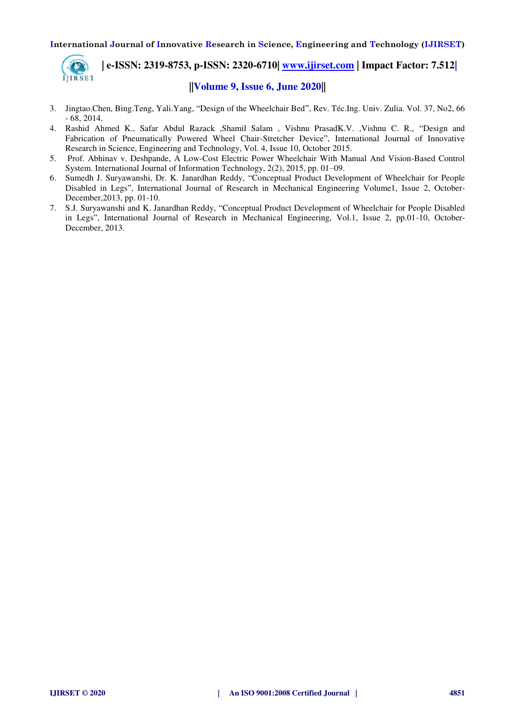3. Jingtao.Chen, Bing.Teng, Yali.Yang, "Design of the Wheelchair Bed", Rev. Téc.Ing. Univ. Zulia. Vol. 37, No2, 66 - 68, 2014.
4. Rashid Ahmed K., Safar Abdul Razack ,Shamil Salam , Vishnu PrasadK.V. ,Vishnu C. R., "Design and Fabrication of Pneumatically Powered Wheel Chair-Stretcher Device", International Journal of Innovative Research in Science, Engineering and Technology, Vol. 4, Issue 10, October 2015.
5. Prof. Abhinav v. Deshpande, A Low-Cost Electric Power Wheelchair With Manual And Vision-Based Control System. International Journal of Information Technology, 2(2), 2015, pp. 01–09.
6. Sumedh J. Suryawanshi, Dr. K. Janardhan Reddy, "Conceptual Product Development of Wheelchair for People Disabled in Legs", International Journal of Research in Mechanical Engineering Volume1, Issue 2, October-December,2013, pp. 01-10.
7. S.J. Suryawanshi and K. Janardhan Reddy, "Conceptual Product Development of Wheelchair for People Disabled in Legs", International Journal of Research in Mechanical Engineering, Vol.1, Issue 2, pp.01-10, October-December, 2013.